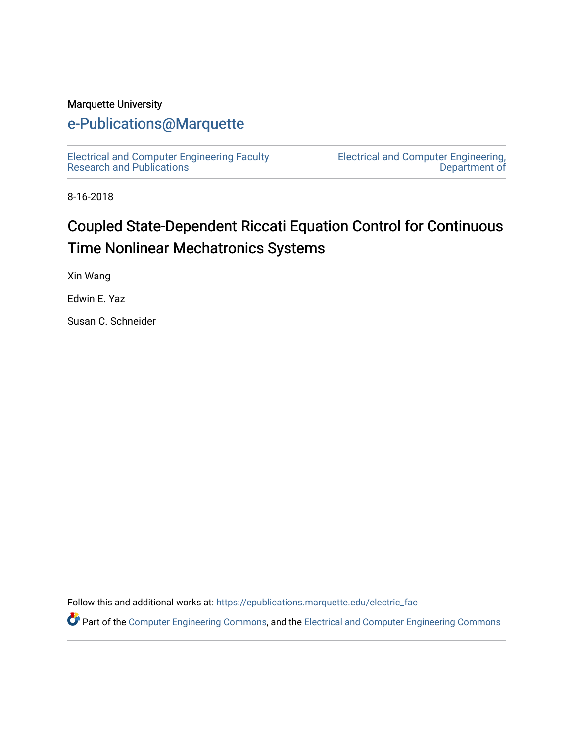Marquette University

# e-Publications@Marquette

Electrical and Computer Engineering Faculty Research and Publications

Electrical and Computer Engineering, Department of

8-16-2018

# Coupled State-Dependent Riccati Equation Control for Continuous Time Nonlinear Mechatronics Systems

Xin Wang

Edwin E. Yaz

Susan C. Schneider

Follow this and additional works at: https://epublications.marquette.edu/electric_fac

Part of the Computer Engineering Commons, and the Electrical and Computer Engineering Commons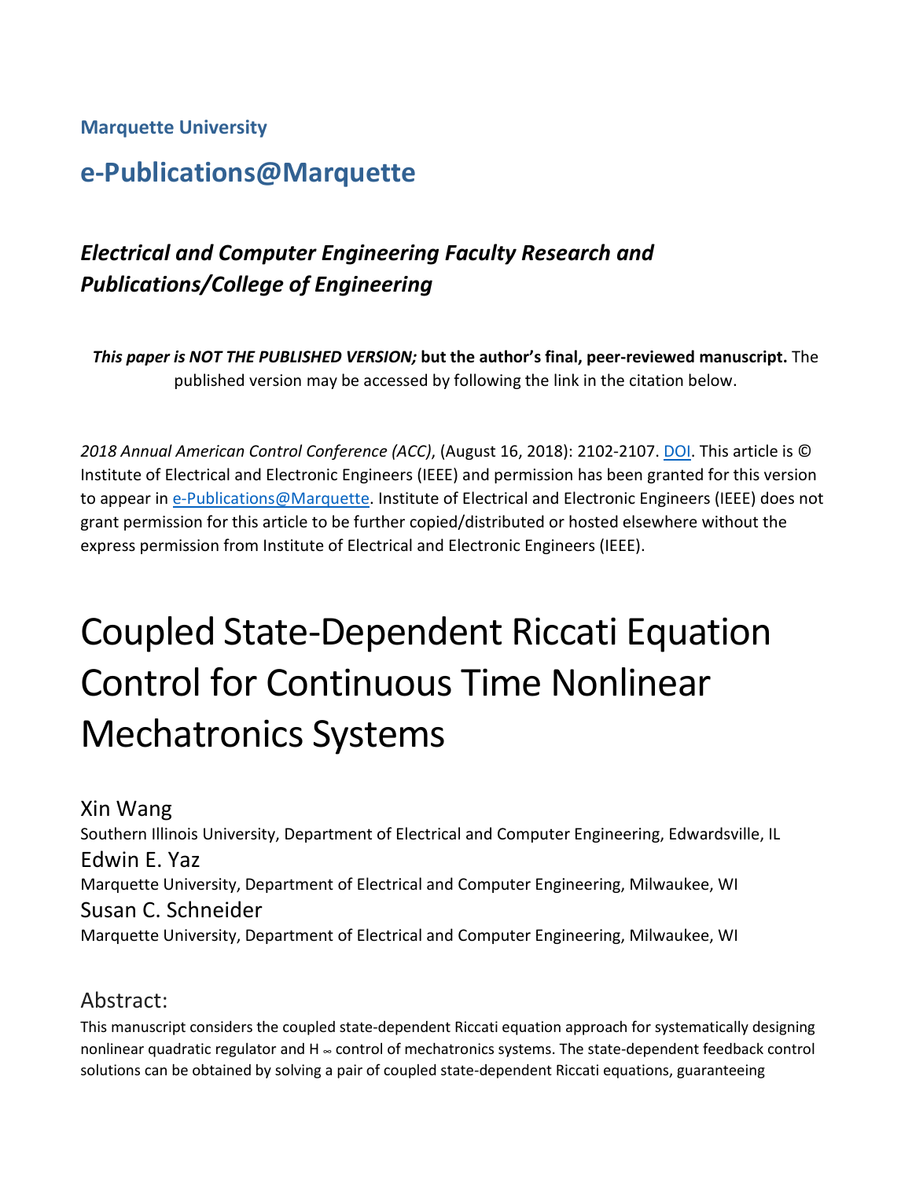**Marquette University**

## e-Publications@Marquette

### *Electrical and Computer Engineering Faculty Research and Publications/College of Engineering*

***This paper is NOT THE PUBLISHED VERSION;* but the author's final, peer-reviewed manuscript.** The published version may be accessed by following the link in the citation below.

*2018 Annual American Control Conference (ACC)*, (August 16, 2018): 2102-2107. DOI. This article is © Institute of Electrical and Electronic Engineers (IEEE) and permission has been granted for this version to appear in e-Publications@Marquette. Institute of Electrical and Electronic Engineers (IEEE) does not grant permission for this article to be further copied/distributed or hosted elsewhere without the express permission from Institute of Electrical and Electronic Engineers (IEEE).

# Coupled State-Dependent Riccati Equation Control for Continuous Time Nonlinear Mechatronics Systems

Xin Wang
Southern Illinois University, Department of Electrical and Computer Engineering, Edwardsville, IL

Edwin E. Yaz
Marquette University, Department of Electrical and Computer Engineering, Milwaukee, WI

Susan C. Schneider
Marquette University, Department of Electrical and Computer Engineering, Milwaukee, WI

## Abstract:

This manuscript considers the coupled state-dependent Riccati equation approach for systematically designing nonlinear quadratic regulator and $H_\infty$ control of mechatronics systems. The state-dependent feedback control solutions can be obtained by solving a pair of coupled state-dependent Riccati equations, guaranteeing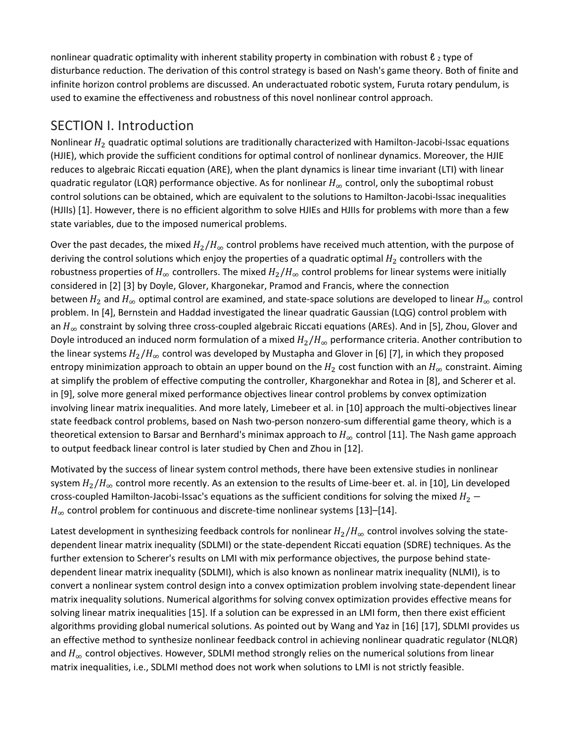nonlinear quadratic optimality with inherent stability property in combination with robust $\ell_2$ type of disturbance reduction. The derivation of this control strategy is based on Nash's game theory. Both of finite and infinite horizon control problems are discussed. An underactuated robotic system, Furuta rotary pendulum, is used to examine the effectiveness and robustness of this novel nonlinear control approach.

## SECTION I. Introduction

Nonlinear $H_2$ quadratic optimal solutions are traditionally characterized with Hamilton-Jacobi-Issac equations (HJIE), which provide the sufficient conditions for optimal control of nonlinear dynamics. Moreover, the HJIE reduces to algebraic Riccati equation (ARE), when the plant dynamics is linear time invariant (LTI) with linear quadratic regulator (LQR) performance objective. As for nonlinear $H_\infty$ control, only the suboptimal robust control solutions can be obtained, which are equivalent to the solutions to Hamilton-Jacobi-Issac inequalities (HJIIs) [1]. However, there is no efficient algorithm to solve HJIEs and HJIIs for problems with more than a few state variables, due to the imposed numerical problems.

Over the past decades, the mixed $H_2/H_\infty$ control problems have received much attention, with the purpose of deriving the control solutions which enjoy the properties of a quadratic optimal $H_2$ controllers with the robustness properties of $H_\infty$ controllers. The mixed $H_2/H_\infty$ control problems for linear systems were initially considered in [2] [3] by Doyle, Glover, Khargonekar, Pramod and Francis, where the connection between $H_2$ and $H_\infty$ optimal control are examined, and state-space solutions are developed to linear $H_\infty$ control problem. In [4], Bernstein and Haddad investigated the linear quadratic Gaussian (LQG) control problem with an $H_\infty$ constraint by solving three cross-coupled algebraic Riccati equations (AREs). And in [5], Zhou, Glover and Doyle introduced an induced norm formulation of a mixed $H_2/H_\infty$ performance criteria. Another contribution to the linear systems $H_2/H_\infty$ control was developed by Mustapha and Glover in [6] [7], in which they proposed entropy minimization approach to obtain an upper bound on the $H_2$ cost function with an $H_\infty$ constraint. Aiming at simplify the problem of effective computing the controller, Khargonekhar and Rotea in [8], and Scherer et al. in [9], solve more general mixed performance objectives linear control problems by convex optimization involving linear matrix inequalities. And more lately, Limebeer et al. in [10] approach the multi-objectives linear state feedback control problems, based on Nash two-person nonzero-sum differential game theory, which is a theoretical extension to Barsar and Bernhard's minimax approach to $H_\infty$ control [11]. The Nash game approach to output feedback linear control is later studied by Chen and Zhou in [12].

Motivated by the success of linear system control methods, there have been extensive studies in nonlinear system $H_2/H_\infty$ control more recently. As an extension to the results of Lime-beer et. al. in [10], Lin developed cross-coupled Hamilton-Jacobi-Issac's equations as the sufficient conditions for solving the mixed $H_2-H_\infty$ control problem for continuous and discrete-time nonlinear systems [13]–[14].

Latest development in synthesizing feedback controls for nonlinear $H_2/H_\infty$ control involves solving the state-dependent linear matrix inequality (SDLMI) or the state-dependent Riccati equation (SDRE) techniques. As the further extension to Scherer's results on LMI with mix performance objectives, the purpose behind state-dependent linear matrix inequality (SDLMI), which is also known as nonlinear matrix inequality (NLMI), is to convert a nonlinear system control design into a convex optimization problem involving state-dependent linear matrix inequality solutions. Numerical algorithms for solving convex optimization provides effective means for solving linear matrix inequalities [15]. If a solution can be expressed in an LMI form, then there exist efficient algorithms providing global numerical solutions. As pointed out by Wang and Yaz in [16] [17], SDLMI provides us an effective method to synthesize nonlinear feedback control in achieving nonlinear quadratic regulator (NLQR) and $H_\infty$ control objectives. However, SDLMI method strongly relies on the numerical solutions from linear matrix inequalities, i.e., SDLMI method does not work when solutions to LMI is not strictly feasible.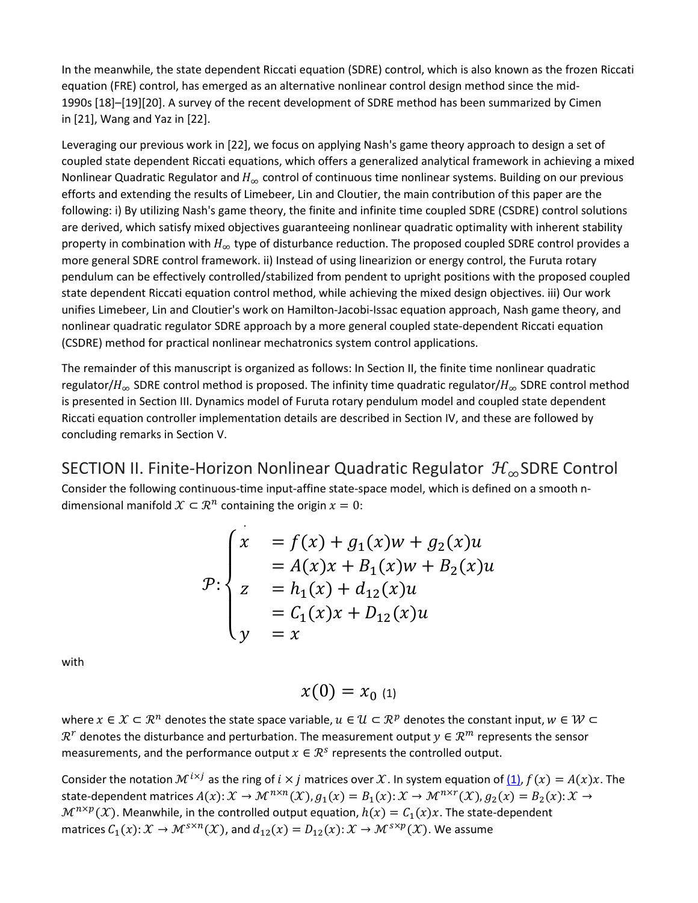In the meanwhile, the state dependent Riccati equation (SDRE) control, which is also known as the frozen Riccati equation (FRE) control, has emerged as an alternative nonlinear control design method since the mid-1990s [18]–[19][20]. A survey of the recent development of SDRE method has been summarized by Cimen in [21], Wang and Yaz in [22].

Leveraging our previous work in [22], we focus on applying Nash's game theory approach to design a set of coupled state dependent Riccati equations, which offers a generalized analytical framework in achieving a mixed Nonlinear Quadratic Regulator and $H_\infty$ control of continuous time nonlinear systems. Building on our previous efforts and extending the results of Limebeer, Lin and Cloutier, the main contribution of this paper are the following: i) By utilizing Nash's game theory, the finite and infinite time coupled SDRE (CSDRE) control solutions are derived, which satisfy mixed objectives guaranteeing nonlinear quadratic optimality with inherent stability property in combination with $H_\infty$ type of disturbance reduction. The proposed coupled SDRE control provides a more general SDRE control framework. ii) Instead of using linearizion or energy control, the Furuta rotary pendulum can be effectively controlled/stabilized from pendent to upright positions with the proposed coupled state dependent Riccati equation control method, while achieving the mixed design objectives. iii) Our work unifies Limebeer, Lin and Cloutier's work on Hamilton-Jacobi-Issac equation approach, Nash game theory, and nonlinear quadratic regulator SDRE approach by a more general coupled state-dependent Riccati equation (CSDRE) method for practical nonlinear mechatronics system control applications.

The remainder of this manuscript is organized as follows: In Section II, the finite time nonlinear quadratic regulator/$H_\infty$ SDRE control method is proposed. The infinity time quadratic regulator/$H_\infty$ SDRE control method is presented in Section III. Dynamics model of Furuta rotary pendulum model and coupled state dependent Riccati equation controller implementation details are described in Section IV, and these are followed by concluding remarks in Section V.

## SECTION II. Finite-Horizon Nonlinear Quadratic Regulator $\mathcal{H}_\infty$ SDRE Control

Consider the following continuous-time input-affine state-space model, which is defined on a smooth n-dimensional manifold $\mathcal{X} \subset \mathcal{R}^n$ containing the origin $x = 0$:

$$\mathcal{P}: \begin{cases} \dot{x} & = f(x) + g_1(x)w + g_2(x)u \\ & = A(x)x + B_1(x)w + B_2(x)u \\ z & = h_1(x) + d_{12}(x)u \\ & = C_1(x)x + D_{12}(x)u \\ y & = x \end{cases}$$

with

$$x(0) = x_0 \quad (1)$$

where $x \in \mathcal{X} \subset \mathcal{R}^n$ denotes the state space variable, $u \in \mathcal{U} \subset \mathcal{R}^p$ denotes the constant input, $w \in \mathcal{W} \subset \mathcal{R}^r$ denotes the disturbance and perturbation. The measurement output $y \in \mathcal{R}^m$ represents the sensor measurements, and the performance output $x \in \mathcal{R}^s$ represents the controlled output.

Consider the notation $\mathcal{M}^{i \times j}$ as the ring of $i \times j$ matrices over $\mathcal{X}$. In system equation of (1), $f(x) = A(x)x$. The state-dependent matrices $A(x): \mathcal{X} \to \mathcal{M}^{n \times n}(\mathcal{X})$, $g_1(x) = B_1(x): \mathcal{X} \to \mathcal{M}^{n \times r}(\mathcal{X})$, $g_2(x) = B_2(x): \mathcal{X} \to \mathcal{M}^{n \times p}(\mathcal{X})$. Meanwhile, in the controlled output equation, $h(x) = C_1(x)x$. The state-dependent matrices $C_1(x): \mathcal{X} \to \mathcal{M}^{s \times n}(\mathcal{X})$, and $d_{12}(x) = D_{12}(x): \mathcal{X} \to \mathcal{M}^{s \times p}(\mathcal{X})$. We assume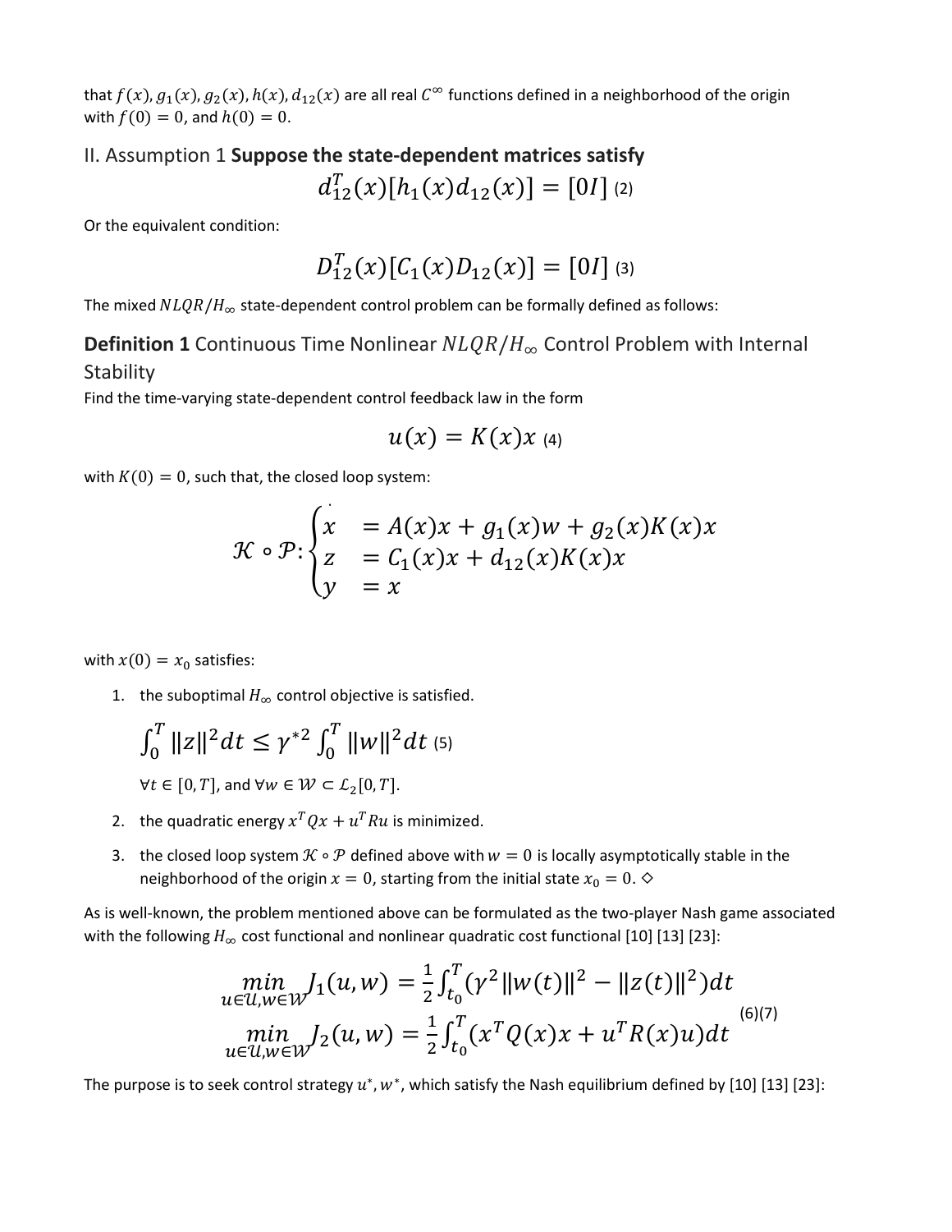that $f(x), g_1(x), g_2(x), h(x), d_{12}(x)$ are all real $C^\infty$ functions defined in a neighborhood of the origin with $f(0) = 0$, and $h(0) = 0$.

## II. Assumption 1 **Suppose the state-dependent matrices satisfy**

$$d_{12}^T(x)[h_1(x)d_{12}(x)] = [0I] \quad (2)$$

Or the equivalent condition:

$$D_{12}^T(x)[C_1(x)D_{12}(x)] = [0I] \quad (3)$$

The mixed $NLQR/H_\infty$ state-dependent control problem can be formally defined as follows:

### **Definition 1** Continuous Time Nonlinear $NLQR/H_\infty$ Control Problem with Internal Stability

Find the time-varying state-dependent control feedback law in the form

$$u(x) = K(x)x \quad (4)$$

with $K(0) = 0$, such that, the closed loop system:

$$\mathcal{K} \circ \mathcal{P}: \begin{cases} \dot{x} &= A(x)x + g_1(x)w + g_2(x)K(x)x \\ z &= C_1(x)x + d_{12}(x)K(x)x \\ y &= x \end{cases}$$

with $x(0) = x_0$ satisfies:

1. the suboptimal $H_\infty$ control objective is satisfied.

   $$\int_0^T \|z\|^2 dt \leq \gamma^{*2} \int_0^T \|w\|^2 dt \quad (5)$$

   $\forall t \in [0, T]$, and $\forall w \in \mathcal{W} \subset \mathcal{L}_2[0, T]$.

2. the quadratic energy $x^T Q x + u^T R u$ is minimized.

3. the closed loop system $\mathcal{K} \circ \mathcal{P}$ defined above with $w = 0$ is locally asymptotically stable in the neighborhood of the origin $x = 0$, starting from the initial state $x_0 = 0$. ◇

As is well-known, the problem mentioned above can be formulated as the two-player Nash game associated with the following $H_\infty$ cost functional and nonlinear quadratic cost functional [10] [13] [23]:

$$\begin{aligned} \min_{u \in \mathcal{U}, w \in \mathcal{W}} J_1(u, w) &= \frac{1}{2}\int_{t_0}^T (\gamma^2 \|w(t)\|^2 - \|z(t)\|^2) dt \\ \min_{u \in \mathcal{U}, w \in \mathcal{W}} J_2(u, w) &= \frac{1}{2}\int_{t_0}^T (x^T Q(x) x + u^T R(x) u) dt \end{aligned} \quad (6)(7)$$

The purpose is to seek control strategy $u^*, w^*$, which satisfy the Nash equilibrium defined by [10] [13] [23]: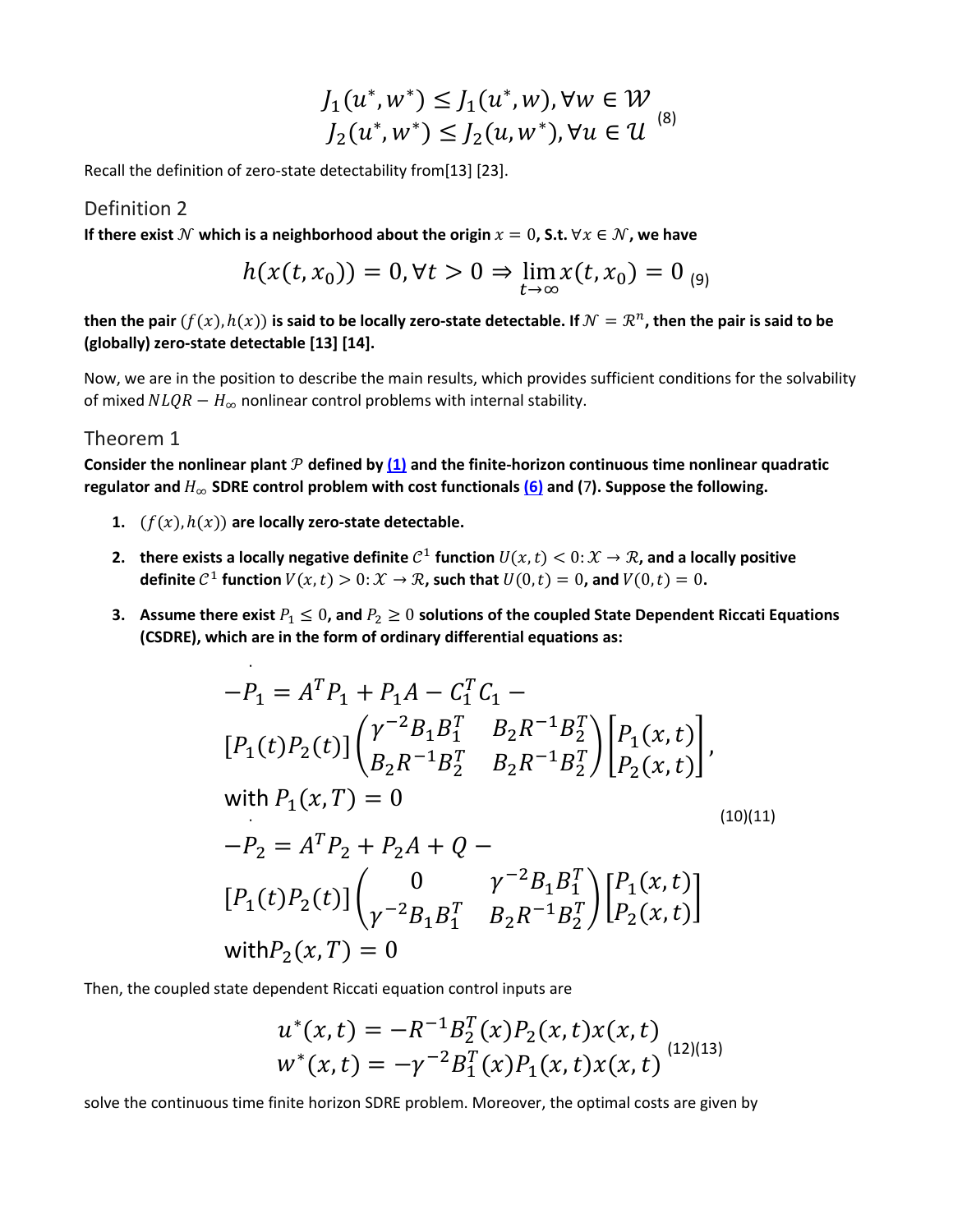$$J_1(u^*, w^*) \leq J_1(u^*, w), \forall w \in \mathcal{W}$$
$$J_2(u^*, w^*) \leq J_2(u, w^*), \forall u \in \mathcal{U} \quad (8)$$

Recall the definition of zero-state detectability from[13] [23].

## Definition 2

**If there exist $\mathcal{N}$ which is a neighborhood about the origin $x = 0$, S.t. $\forall x \in \mathcal{N}$, we have**

$$h(x(t, x_0)) = 0, \forall t > 0 \Rightarrow \lim_{t \to \infty} x(t, x_0) = 0 \quad (9)$$

**then the pair $(f(x), h(x))$ is said to be locally zero-state detectable. If $\mathcal{N} = \mathcal{R}^n$, then the pair is said to be (globally) zero-state detectable [13] [14].**

Now, we are in the position to describe the main results, which provides sufficient conditions for the solvability of mixed $NLQR - H_\infty$ nonlinear control problems with internal stability.

## Theorem 1

**Consider the nonlinear plant $\mathcal{P}$ defined by (1) and the finite-horizon continuous time nonlinear quadratic regulator and $H_\infty$ SDRE control problem with cost functionals (6) and (7). Suppose the following.**

1. **$(f(x), h(x))$ are locally zero-state detectable.**
2. **there exists a locally negative definite $\mathcal{C}^1$ function $U(x,t) < 0: \mathcal{X} \to \mathcal{R}$, and a locally positive definite $\mathcal{C}^1$ function $V(x,t) > 0: \mathcal{X} \to \mathcal{R}$, such that $U(0,t) = 0$, and $V(0,t) = 0$.**
3. **Assume there exist $P_1 \leq 0$, and $P_2 \geq 0$ solutions of the coupled State Dependent Riccati Equations (CSDRE), which are in the form of ordinary differential equations as:**

$$\begin{aligned}
&-\dot{P}_1 = A^T P_1 + P_1 A - C_1^T C_1 - \\
&[P_1(t) P_2(t)] \begin{pmatrix} \gamma^{-2} B_1 B_1^T & B_2 R^{-1} B_2^T \\ B_2 R^{-1} B_2^T & B_2 R^{-1} B_2^T \end{pmatrix} \begin{bmatrix} P_1(x,t) \\ P_2(x,t) \end{bmatrix}, \\
&\text{with } P_1(x,T) = 0 \\
&-\dot{P}_2 = A^T P_2 + P_2 A + Q - \\
&[P_1(t) P_2(t)] \begin{pmatrix} 0 & \gamma^{-2} B_1 B_1^T \\ \gamma^{-2} B_1 B_1^T & B_2 R^{-1} B_2^T \end{pmatrix} \begin{bmatrix} P_1(x,t) \\ P_2(x,t) \end{bmatrix} \\
&\text{with} P_2(x,T) = 0
\end{aligned} \quad (10)(11)$$

Then, the coupled state dependent Riccati equation control inputs are

$$u^*(x,t) = -R^{-1} B_2^T(x) P_2(x,t) x(x,t)$$
$$w^*(x,t) = -\gamma^{-2} B_1^T(x) P_1(x,t) x(x,t) \quad (12)(13)$$

solve the continuous time finite horizon SDRE problem. Moreover, the optimal costs are given by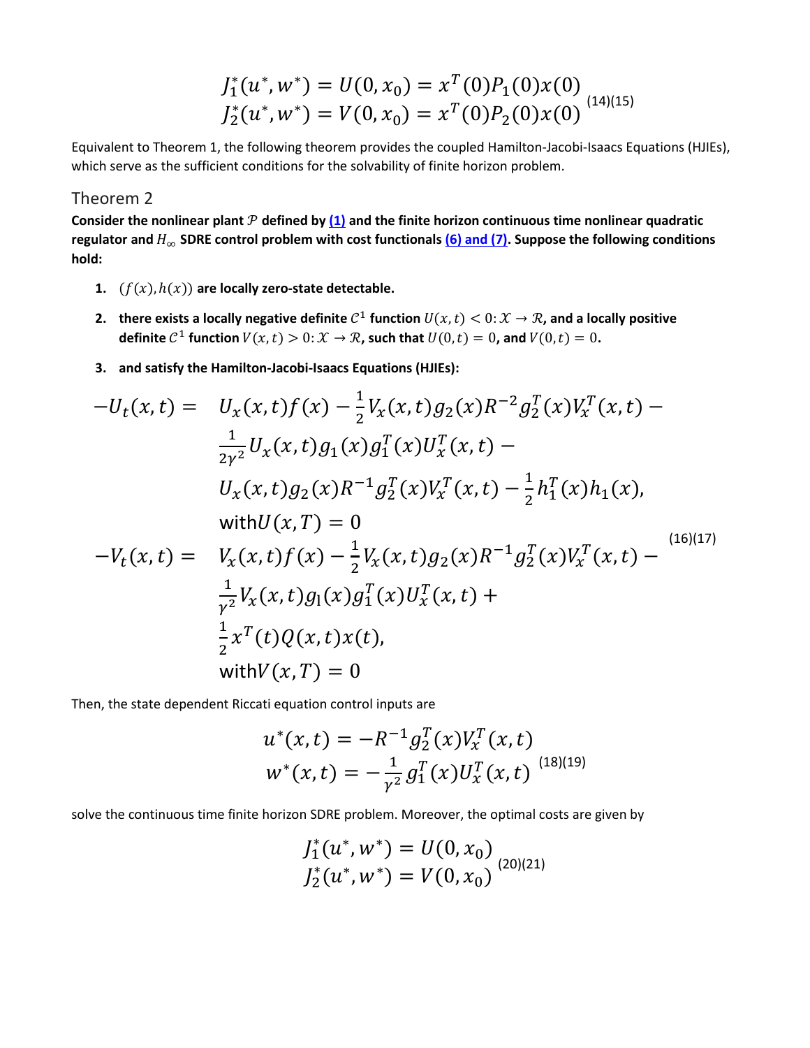$$
\begin{aligned}
J_1^*(u^*, w^*) &= U(0, x_0) = x^T(0)P_1(0)x(0) \\
J_2^*(u^*, w^*) &= V(0, x_0) = x^T(0)P_2(0)x(0)
\end{aligned} \quad (14)(15)
$$

Equivalent to Theorem 1, the following theorem provides the coupled Hamilton-Jacobi-Isaacs Equations (HJIEs), which serve as the sufficient conditions for the solvability of finite horizon problem.

## Theorem 2

**Consider the nonlinear plant $\mathcal{P}$ defined by (1) and the finite horizon continuous time nonlinear quadratic regulator and $H_\infty$ SDRE control problem with cost functionals (6) and (7). Suppose the following conditions hold:**

1. **$(f(x), h(x))$ are locally zero-state detectable.**
2. **there exists a locally negative definite $\mathcal{C}^1$ function $U(x,t) < 0: \mathcal{X} \to \mathcal{R}$, and a locally positive definite $\mathcal{C}^1$ function $V(x,t) > 0: \mathcal{X} \to \mathcal{R}$, such that $U(0,t) = 0$, and $V(0,t) = 0$.**
3. **and satisfy the Hamilton-Jacobi-Isaacs Equations (HJIEs):**

$$
\begin{aligned}
-U_t(x,t) = \quad & U_x(x,t)f(x) - \frac{1}{2}V_x(x,t)g_2(x)R^{-2}g_2^T(x)V_x^T(x,t) - \\
& \frac{1}{2\gamma^2}U_x(x,t)g_1(x)g_1^T(x)U_x^T(x,t) - \\
& U_x(x,t)g_2(x)R^{-1}g_2^T(x)V_x^T(x,t) - \frac{1}{2}h_1^T(x)h_1(x), \\
& \text{with} U(x,T) = 0 \\
-V_t(x,t) = \quad & V_x(x,t)f(x) - \frac{1}{2}V_x(x,t)g_2(x)R^{-1}g_2^T(x)V_x^T(x,t) - \\
& \frac{1}{\gamma^2}V_x(x,t)g_1(x)g_1^T(x)U_x^T(x,t) + \\
& \frac{1}{2}x^T(t)Q(x,t)x(t), \\
& \text{with} V(x,T) = 0
\end{aligned} \quad (16)(17)
$$

Then, the state dependent Riccati equation control inputs are

$$
\begin{aligned}
u^*(x,t) &= -R^{-1}g_2^T(x)V_x^T(x,t) \\
w^*(x,t) &= -\frac{1}{\gamma^2}g_1^T(x)U_x^T(x,t)
\end{aligned} \quad (18)(19)
$$

solve the continuous time finite horizon SDRE problem. Moreover, the optimal costs are given by

$$
\begin{aligned}
J_1^*(u^*, w^*) &= U(0, x_0) \\
J_2^*(u^*, w^*) &= V(0, x_0)
\end{aligned} \quad (20)(21)
$$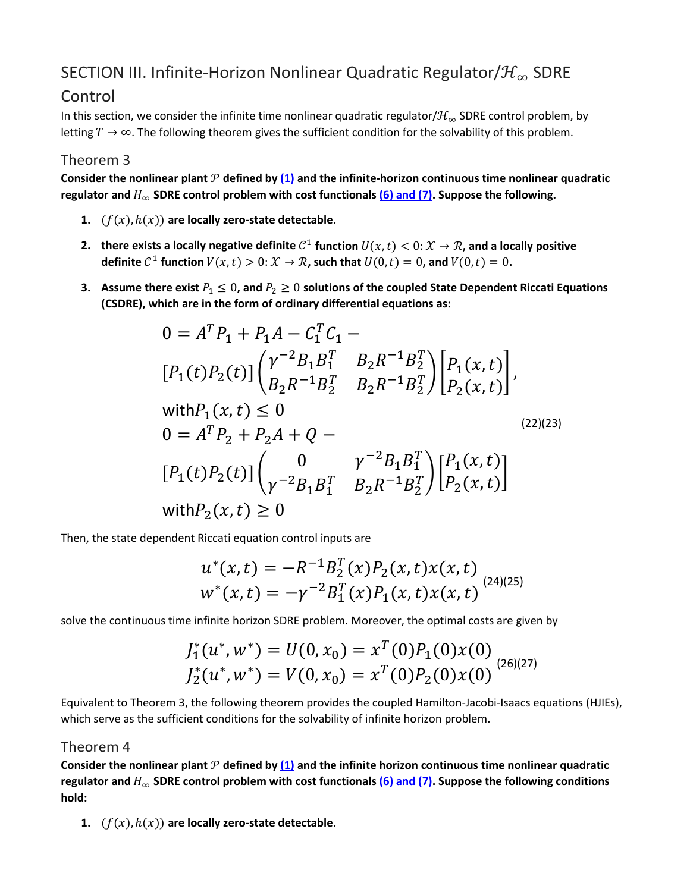# SECTION III. Infinite-Horizon Nonlinear Quadratic Regulator/$\mathcal{H}_\infty$ SDRE Control

In this section, we consider the infinite time nonlinear quadratic regulator/$\mathcal{H}_\infty$ SDRE control problem, by letting $T \to \infty$. The following theorem gives the sufficient condition for the solvability of this problem.

## Theorem 3

**Consider the nonlinear plant $\mathcal{P}$ defined by (1) and the infinite-horizon continuous time nonlinear quadratic regulator and $H_\infty$ SDRE control problem with cost functionals (6) and (7). Suppose the following.**

1. **$(f(x), h(x))$ are locally zero-state detectable.**
2. **there exists a locally negative definite $\mathcal{C}^1$ function $U(x,t) < 0: \mathcal{X} \to \mathcal{R}$, and a locally positive definite $\mathcal{C}^1$ function $V(x,t) > 0: \mathcal{X} \to \mathcal{R}$, such that $U(0,t) = 0$, and $V(0,t) = 0$.**
3. **Assume there exist $P_1 \leq 0$, and $P_2 \geq 0$ solutions of the coupled State Dependent Riccati Equations (CSDRE), which are in the form of ordinary differential equations as:**

$$
\begin{aligned}
&0 = A^T P_1 + P_1 A - C_1^T C_1 - \\
&[P_1(t) P_2(t)] \begin{pmatrix} \gamma^{-2} B_1 B_1^T & B_2 R^{-1} B_2^T \\ B_2 R^{-1} B_2^T & B_2 R^{-1} B_2^T \end{pmatrix} \begin{bmatrix} P_1(x,t) \\ P_2(x,t) \end{bmatrix}, \\
&\text{with} P_1(x,t) \leq 0 \\
&0 = A^T P_2 + P_2 A + Q - \\
&[P_1(t) P_2(t)] \begin{pmatrix} 0 & \gamma^{-2} B_1 B_1^T \\ \gamma^{-2} B_1 B_1^T & B_2 R^{-1} B_2^T \end{pmatrix} \begin{bmatrix} P_1(x,t) \\ P_2(x,t) \end{bmatrix} \\
&\text{with} P_2(x,t) \geq 0
\end{aligned}
\qquad (22)(23)
$$

Then, the state dependent Riccati equation control inputs are

$$
\begin{aligned}
u^*(x,t) &= -R^{-1} B_2^T(x) P_2(x,t) x(x,t) \\
w^*(x,t) &= -\gamma^{-2} B_1^T(x) P_1(x,t) x(x,t)
\end{aligned}
\qquad (24)(25)
$$

solve the continuous time infinite horizon SDRE problem. Moreover, the optimal costs are given by

$$
\begin{aligned}
J_1^*(u^*, w^*) &= U(0, x_0) = x^T(0) P_1(0) x(0) \\
J_2^*(u^*, w^*) &= V(0, x_0) = x^T(0) P_2(0) x(0)
\end{aligned}
\qquad (26)(27)
$$

Equivalent to Theorem 3, the following theorem provides the coupled Hamilton-Jacobi-Isaacs equations (HJIEs), which serve as the sufficient conditions for the solvability of infinite horizon problem.

## Theorem 4

**Consider the nonlinear plant $\mathcal{P}$ defined by (1) and the infinite horizon continuous time nonlinear quadratic regulator and $H_\infty$ SDRE control problem with cost functionals (6) and (7). Suppose the following conditions hold:**

1. **$(f(x), h(x))$ are locally zero-state detectable.**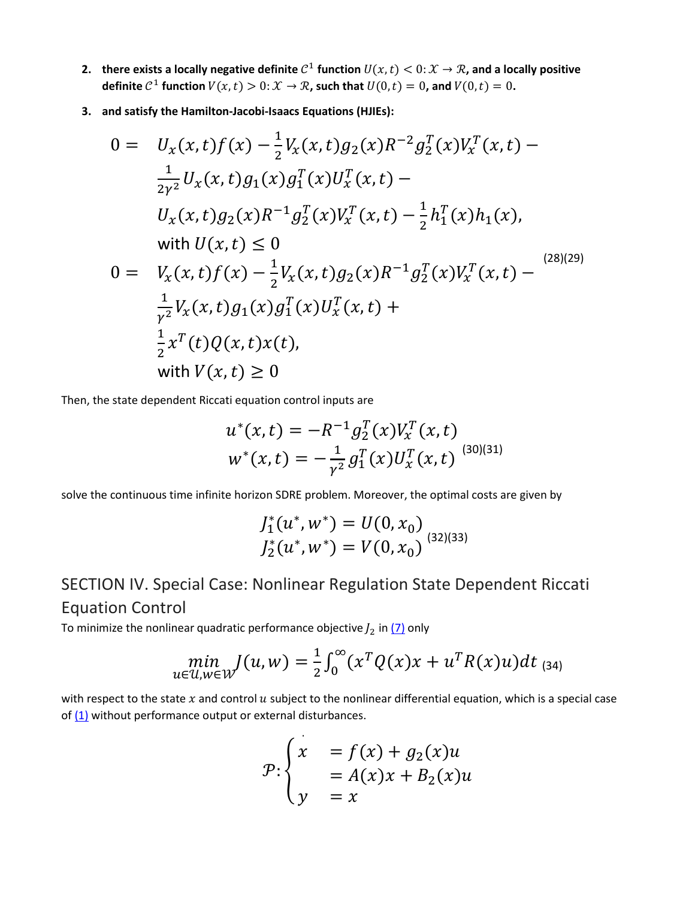2. **there exists a locally negative definite $\mathcal{C}^1$ function $U(x,t) < 0: \mathcal{X} \to \mathcal{R}$, and a locally positive definite $\mathcal{C}^1$ function $V(x,t) > 0: \mathcal{X} \to \mathcal{R}$, such that $U(0,t) = 0$, and $V(0,t) = 0$.**
3. **and satisfy the Hamilton-Jacobi-Isaacs Equations (HJIEs):**

$$
\begin{aligned}
0 = \quad & U_x(x,t)f(x) - \tfrac{1}{2}V_x(x,t)g_2(x)R^{-2}g_2^T(x)V_x^T(x,t) - \\
& \tfrac{1}{2\gamma^2}U_x(x,t)g_1(x)g_1^T(x)U_x^T(x,t) - \\
& U_x(x,t)g_2(x)R^{-1}g_2^T(x)V_x^T(x,t) - \tfrac{1}{2}h_1^T(x)h_1(x), \\
& \text{with } U(x,t) \le 0 \\
0 = \quad & V_x(x,t)f(x) - \tfrac{1}{2}V_x(x,t)g_2(x)R^{-1}g_2^T(x)V_x^T(x,t) - \\
& \tfrac{1}{\gamma^2}V_x(x,t)g_1(x)g_1^T(x)U_x^T(x,t) + \\
& \tfrac{1}{2}x^T(t)Q(x,t)x(t), \\
& \text{with } V(x,t) \ge 0
\end{aligned}
\qquad (28)(29)
$$

Then, the state dependent Riccati equation control inputs are

$$
\begin{aligned}
u^*(x,t) &= -R^{-1}g_2^T(x)V_x^T(x,t) \\
w^*(x,t) &= -\tfrac{1}{\gamma^2}g_1^T(x)U_x^T(x,t)
\end{aligned}
\qquad (30)(31)
$$

solve the continuous time infinite horizon SDRE problem. Moreover, the optimal costs are given by

$$
\begin{aligned}
J_1^*(u^*, w^*) &= U(0, x_0) \\
J_2^*(u^*, w^*) &= V(0, x_0)
\end{aligned}
\qquad (32)(33)
$$

## SECTION IV. Special Case: Nonlinear Regulation State Dependent Riccati Equation Control

To minimize the nonlinear quadratic performance objective $J_2$ in (7) only

$$
\min_{u \in \mathcal{U}, w \in \mathcal{W}} J(u,w) = \frac{1}{2}\int_0^\infty (x^T Q(x) x + u^T R(x) u)dt \quad (34)
$$

with respect to the state $x$ and control $u$ subject to the nonlinear differential equation, which is a special case of (1) without performance output or external disturbances.

$$
\mathcal{P}: \begin{cases} \dot{x} &= f(x) + g_2(x)u \\ &= A(x)x + B_2(x)u \\ y &= x \end{cases}
$$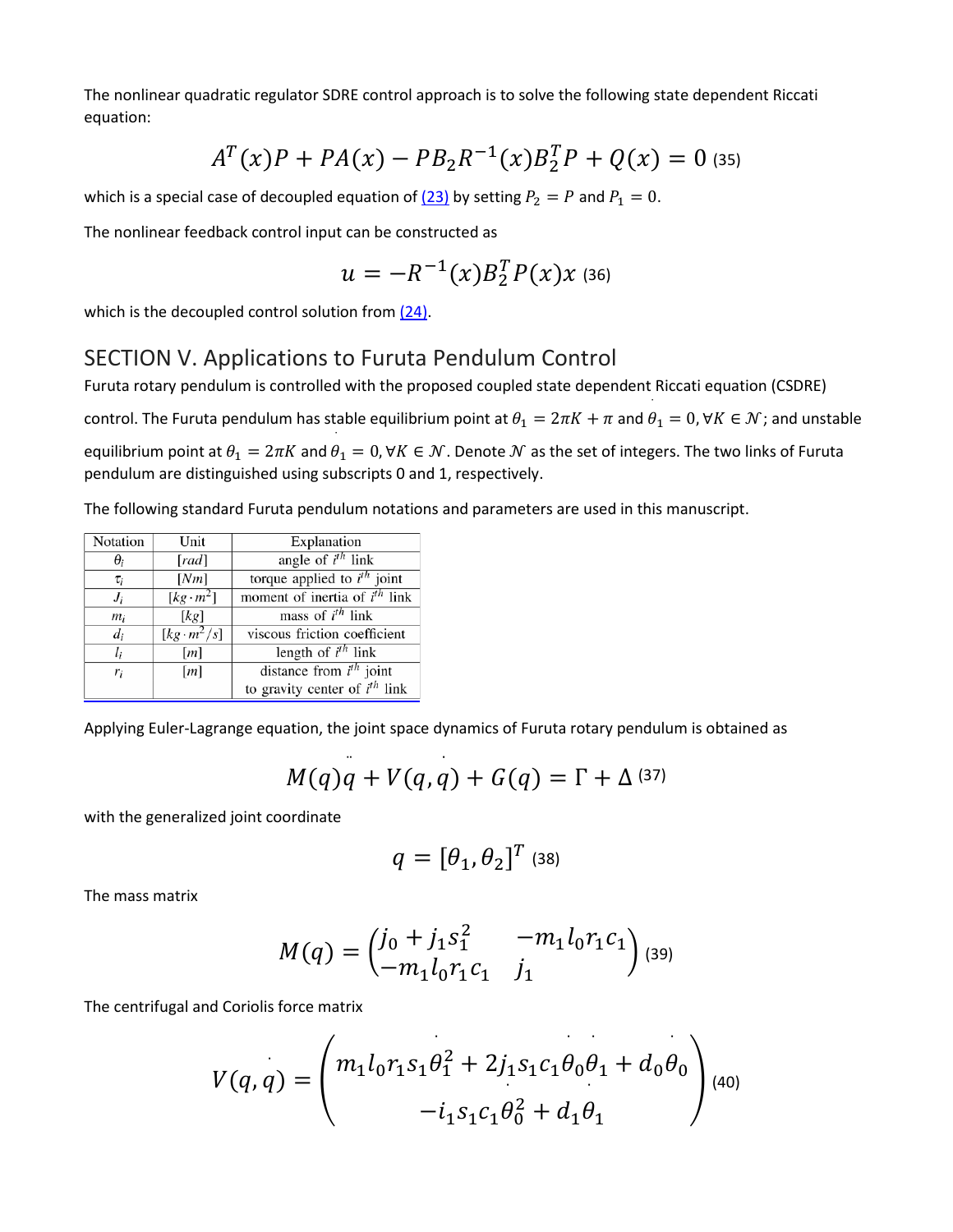The nonlinear quadratic regulator SDRE control approach is to solve the following state dependent Riccati equation:

$$A^T(x)P + PA(x) - PB_2R^{-1}(x)B_2^TP + Q(x) = 0 \quad (35)$$

which is a special case of decoupled equation of (23) by setting $P_2 = P$ and $P_1 = 0$.

The nonlinear feedback control input can be constructed as

$$u = -R^{-1}(x)B_2^TP(x)x \quad (36)$$

which is the decoupled control solution from (24).

## SECTION V. Applications to Furuta Pendulum Control

Furuta rotary pendulum is controlled with the proposed coupled state dependent Riccati equation (CSDRE) control. The Furuta pendulum has stable equilibrium point at $\theta_1 = 2\pi K + \pi$ and $\dot{\theta}_1 = 0, \forall K \in \mathcal{N}$; and unstable equilibrium point at $\theta_1 = 2\pi K$ and $\dot{\theta}_1 = 0, \forall K \in \mathcal{N}$. Denote $\mathcal{N}$ as the set of integers. The two links of Furuta pendulum are distinguished using subscripts 0 and 1, respectively.

The following standard Furuta pendulum notations and parameters are used in this manuscript.

| Notation | Unit | Explanation |
|---|---|---|
| $\theta_i$ | $[rad]$ | angle of $i^{th}$ link |
| $\tau_i$ | $[Nm]$ | torque applied to $i^{th}$ joint |
| $J_i$ | $[kg \cdot m^2]$ | moment of inertia of $i^{th}$ link |
| $m_i$ | $[kg]$ | mass of $i^{th}$ link |
| $d_i$ | $[kg \cdot m^2/s]$ | viscous friction coefficient |
| $l_i$ | $[m]$ | length of $i^{th}$ link |
| $r_i$ | $[m]$ | distance from $i^{th}$ joint to gravity center of $i^{th}$ link |

Applying Euler-Lagrange equation, the joint space dynamics of Furuta rotary pendulum is obtained as

$$M(q)\ddot{q} + V(q, \dot{q}) + G(q) = \Gamma + \Delta \quad (37)$$

with the generalized joint coordinate

$$q = [\theta_1, \theta_2]^T \quad (38)$$

The mass matrix

$$M(q) = \begin{pmatrix} j_0 + j_1 s_1^2 & -m_1 l_0 r_1 c_1 \\ -m_1 l_0 r_1 c_1 & j_1 \end{pmatrix} \quad (39)$$

The centrifugal and Coriolis force matrix

$$V(q, \dot{q}) = \begin{pmatrix} m_1 l_0 r_1 s_1 \dot{\theta}_1^2 + 2 j_1 s_1 c_1 \dot{\theta}_0 \dot{\theta}_1 + d_0 \dot{\theta}_0 \\ -i_1 s_1 c_1 \dot{\theta}_0^2 + d_1 \dot{\theta}_1 \end{pmatrix} \quad (40)$$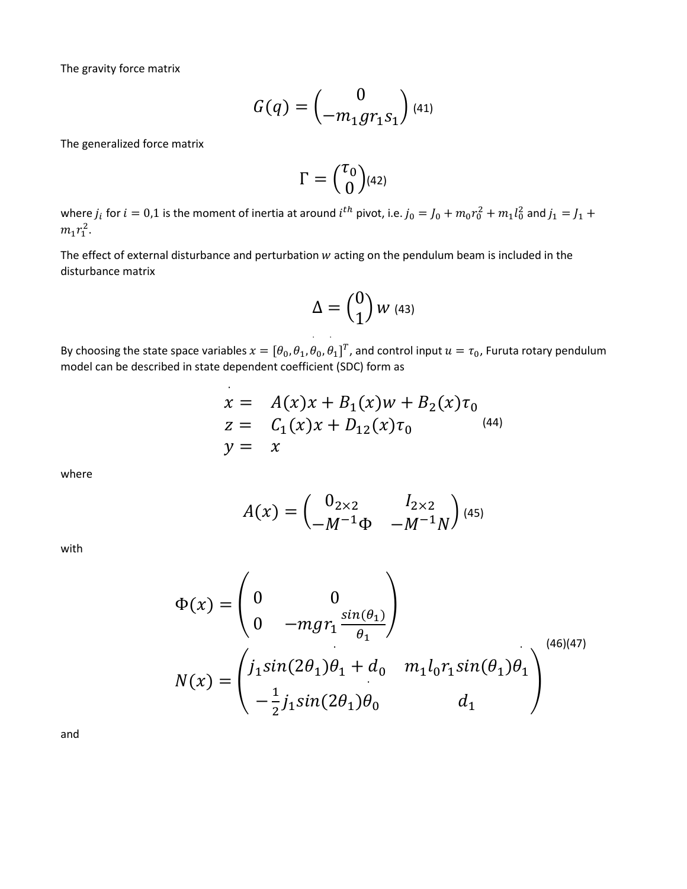The gravity force matrix

$$G(q) = \begin{pmatrix} 0 \\ -m_1 g r_1 s_1 \end{pmatrix} \quad (41)$$

The generalized force matrix

$$\Gamma = \begin{pmatrix} \tau_0 \\ 0 \end{pmatrix} \quad (42)$$

where $j_i$ for $i = 0,1$ is the moment of inertia at around $i^{th}$ pivot, i.e. $j_0 = J_0 + m_0 r_0^2 + m_1 l_0^2$ and $j_1 = J_1 + m_1 r_1^2$.

The effect of external disturbance and perturbation $w$ acting on the pendulum beam is included in the disturbance matrix

$$\Delta = \begin{pmatrix} 0 \\ 1 \end{pmatrix} w \quad (43)$$

By choosing the state space variables $x = [\theta_0, \theta_1, \dot{\theta}_0, \dot{\theta}_1]^T$, and control input $u = \tau_0$, Furuta rotary pendulum model can be described in state dependent coefficient (SDC) form as

$$\begin{aligned} \dot{x} &= A(x)x + B_1(x)w + B_2(x)\tau_0 \\ z &= C_1(x)x + D_{12}(x)\tau_0 \\ y &= x \end{aligned} \quad (44)$$

where

$$A(x) = \begin{pmatrix} 0_{2\times2} & I_{2\times2} \\ -M^{-1}\Phi & -M^{-1}N \end{pmatrix} \quad (45)$$

with

$$\Phi(x) = \begin{pmatrix} 0 & 0 \\ 0 & -mgr_1 \frac{sin(\theta_1)}{\theta_1} \end{pmatrix}$$

$$N(x) = \begin{pmatrix} j_1 sin(2\theta_1)\dot{\theta}_1 + d_0 & m_1 l_0 r_1 sin(\theta_1)\dot{\theta}_1 \\ -\frac{1}{2} j_1 sin(2\theta_1)\dot{\theta}_0 & d_1 \end{pmatrix} \quad (46)(47)$$

and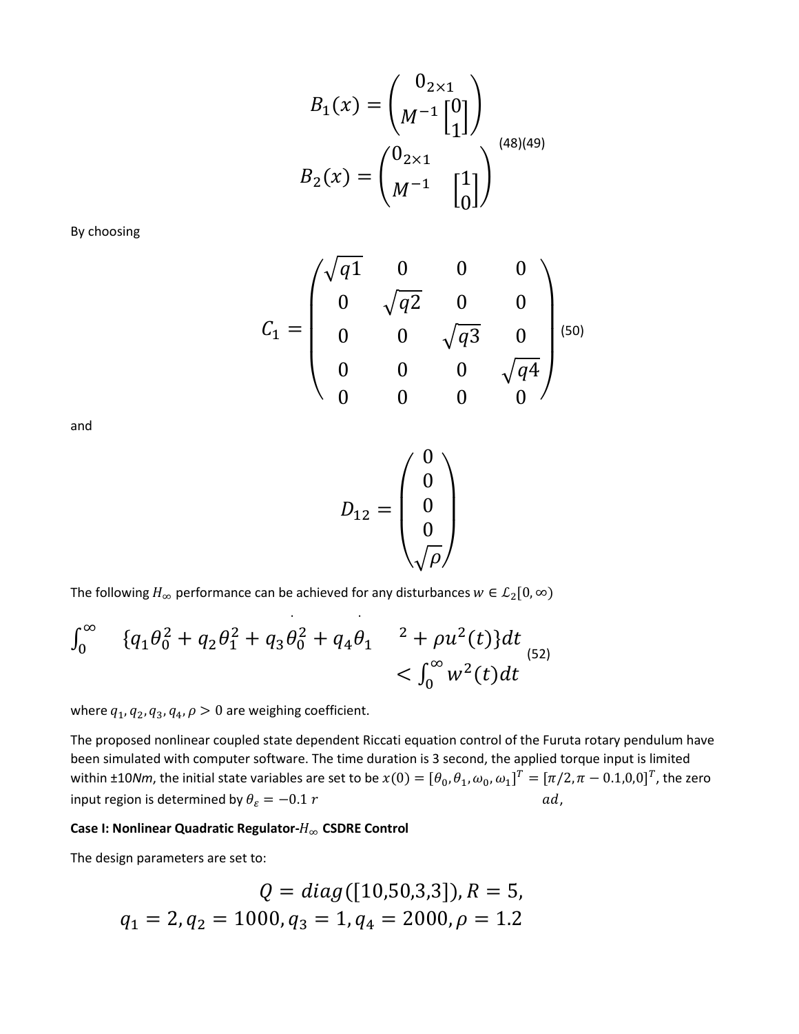$$B_1(x) = \begin{pmatrix} 0_{2\times 1} \\ M^{-1} \begin{bmatrix} 0 \\ 1 \end{bmatrix} \end{pmatrix}$$

$$B_2(x) = \begin{pmatrix} 0_{2\times 1} \\ M^{-1} \quad \begin{bmatrix} 1 \\ 0 \end{bmatrix} \end{pmatrix} \tag{48)(49}$$

By choosing

$$C_1 = \begin{pmatrix} \sqrt{q1} & 0 & 0 & 0 \\ 0 & \sqrt{q2} & 0 & 0 \\ 0 & 0 & \sqrt{q3} & 0 \\ 0 & 0 & 0 & \sqrt{q4} \\ 0 & 0 & 0 & 0 \end{pmatrix} \tag{50}$$

and

$$D_{12} = \begin{pmatrix} 0 \\ 0 \\ 0 \\ 0 \\ \sqrt{\rho} \end{pmatrix}$$

The following $H_\infty$ performance can be achieved for any disturbances $w \in \mathcal{L}_2[0,\infty)$

$$\int_0^\infty \{q_1\theta_0^2 + q_2\theta_1^2 + q_3\dot{\theta}_0^2 + q_4\dot{\theta}_1{}^2 + \rho u^2(t)\}dt < \int_0^\infty w^2(t)dt \tag{52}$$

where $q_1, q_2, q_3, q_4, \rho > 0$ are weighing coefficient.

The proposed nonlinear coupled state dependent Riccati equation control of the Furuta rotary pendulum have been simulated with computer software. The time duration is 3 second, the applied torque input is limited within ±10*Nm*, the initial state variables are set to be $x(0) = [\theta_0, \theta_1, \omega_0, \omega_1]^T = [\pi/2, \pi - 0.1, 0, 0]^T$, the zero input region is determined by $\theta_\varepsilon = -0.1\ rad$,

**Case I: Nonlinear Quadratic Regulator-$H_\infty$ CSDRE Control**

The design parameters are set to:

$$Q = diag([10,50,3,3]), R = 5,$$
$$q_1 = 2, q_2 = 1000, q_3 = 1, q_4 = 2000, \rho = 1.2$$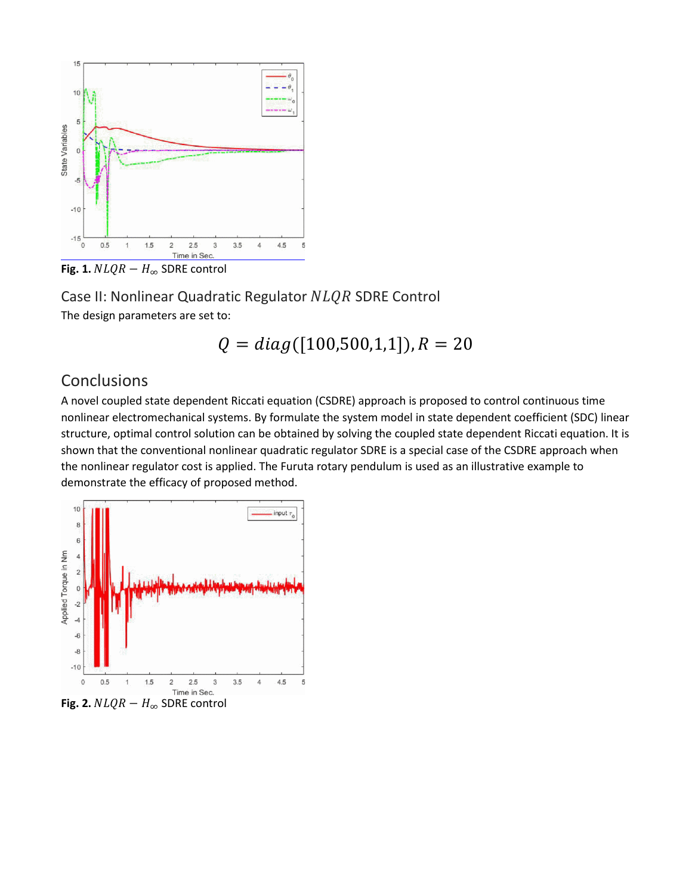**Fig. 1.** $NLQR - H_\infty$ SDRE control

## Case II: Nonlinear Quadratic Regulator $NLQR$ SDRE Control

The design parameters are set to:

$$Q = diag([100,500,1,1]), R = 20$$

## Conclusions

A novel coupled state dependent Riccati equation (CSDRE) approach is proposed to control continuous time nonlinear electromechanical systems. By formulate the system model in state dependent coefficient (SDC) linear structure, optimal control solution can be obtained by solving the coupled state dependent Riccati equation. It is shown that the conventional nonlinear quadratic regulator SDRE is a special case of the CSDRE approach when the nonlinear regulator cost is applied. The Furuta rotary pendulum is used as an illustrative example to demonstrate the efficacy of proposed method.

**Fig. 2.** $NLQR - H_\infty$ SDRE control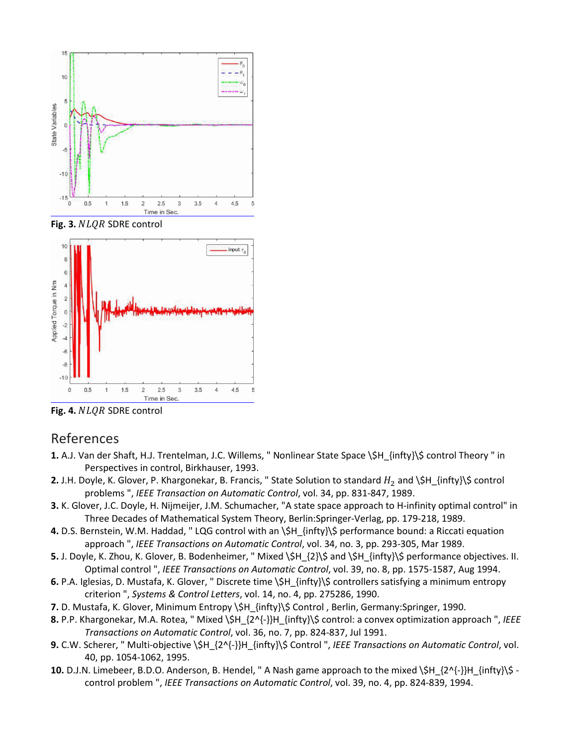**Fig. 3.** $NLQR$ SDRE control

**Fig. 4.** $NLQR$ SDRE control

## References

1. A.J. Van der Shaft, H.J. Trentelman, J.C. Willems, " Nonlinear State Space $H_{\infty}$ control Theory " in Perspectives in control, Birkhauser, 1993.
2. J.H. Doyle, K. Glover, P. Khargonekar, B. Francis, " State Solution to standard $H_2$ and $H_{\infty}$ control problems ", *IEEE Transaction on Automatic Control*, vol. 34, pp. 831-847, 1989.
3. K. Glover, J.C. Doyle, H. Nijmeijer, J.M. Schumacher, "A state space approach to H-infinity optimal control" in Three Decades of Mathematical System Theory, Berlin:Springer-Verlag, pp. 179-218, 1989.
4. D.S. Bernstein, W.M. Haddad, " LQG control with an $H_{\infty}$ performance bound: a Riccati equation approach ", *IEEE Transactions on Automatic Control*, vol. 34, no. 3, pp. 293-305, Mar 1989.
5. J. Doyle, K. Zhou, K. Glover, B. Bodenheimer, " Mixed $H_{2}$ and $H_{\infty}$ performance objectives. II. Optimal control ", *IEEE Transactions on Automatic Control*, vol. 39, no. 8, pp. 1575-1587, Aug 1994.
6. P.A. Iglesias, D. Mustafa, K. Glover, " Discrete time $H_{\infty}$ controllers satisfying a minimum entropy criterion ", *Systems & Control Letters*, vol. 14, no. 4, pp. 275286, 1990.
7. D. Mustafa, K. Glover, Minimum Entropy $H_{\infty}$ Control , Berlin, Germany:Springer, 1990.
8. P.P. Khargonekar, M.A. Rotea, " Mixed $H_{2^{-}}H_{\infty}$ control: a convex optimization approach ", *IEEE Transactions on Automatic Control*, vol. 36, no. 7, pp. 824-837, Jul 1991.
9. C.W. Scherer, " Multi-objective $H_{2^{-}}H_{\infty}$ Control ", *IEEE Transactions on Automatic Control*, vol. 40, pp. 1054-1062, 1995.
10. D.J.N. Limebeer, B.D.O. Anderson, B. Hendel, " A Nash game approach to the mixed $H_{2^{-}}H_{\infty}$ - control problem ", *IEEE Transactions on Automatic Control*, vol. 39, no. 4, pp. 824-839, 1994.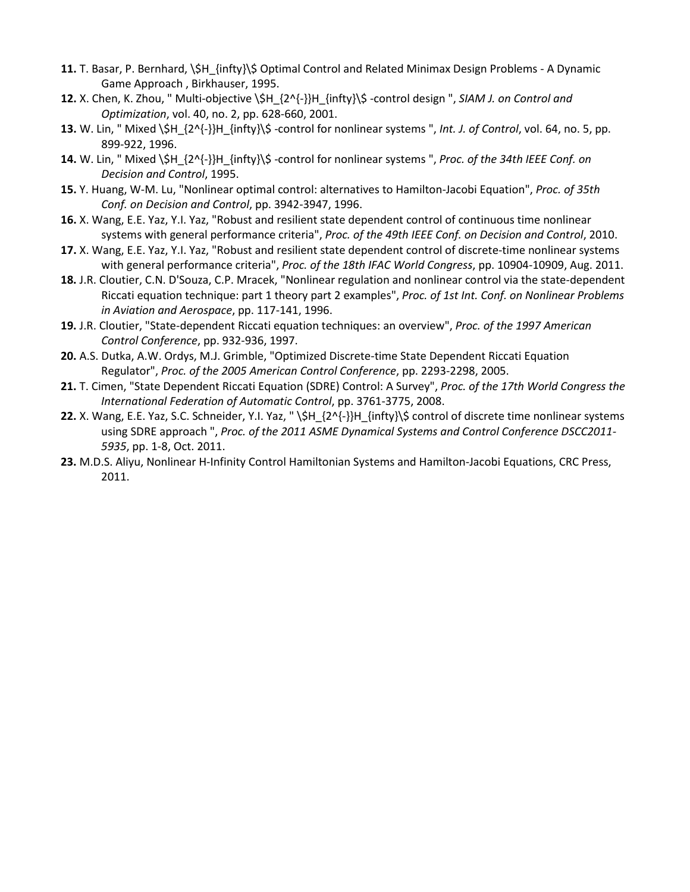**11.** T. Basar, P. Bernhard, $H_{\infty}$ Optimal Control and Related Minimax Design Problems - A Dynamic Game Approach , Birkhauser, 1995.

**12.** X. Chen, K. Zhou, " Multi-objective $H_{2}$-$H_{\infty}$ -control design ", *SIAM J. on Control and Optimization*, vol. 40, no. 2, pp. 628-660, 2001.

**13.** W. Lin, " Mixed $H_{2}$-$H_{\infty}$ -control for nonlinear systems ", *Int. J. of Control*, vol. 64, no. 5, pp. 899-922, 1996.

**14.** W. Lin, " Mixed $H_{2}$-$H_{\infty}$ -control for nonlinear systems ", *Proc. of the 34th IEEE Conf. on Decision and Control*, 1995.

**15.** Y. Huang, W-M. Lu, "Nonlinear optimal control: alternatives to Hamilton-Jacobi Equation", *Proc. of 35th Conf. on Decision and Control*, pp. 3942-3947, 1996.

**16.** X. Wang, E.E. Yaz, Y.I. Yaz, "Robust and resilient state dependent control of continuous time nonlinear systems with general performance criteria", *Proc. of the 49th IEEE Conf. on Decision and Control*, 2010.

**17.** X. Wang, E.E. Yaz, Y.I. Yaz, "Robust and resilient state dependent control of discrete-time nonlinear systems with general performance criteria", *Proc. of the 18th IFAC World Congress*, pp. 10904-10909, Aug. 2011.

**18.** J.R. Cloutier, C.N. D'Souza, C.P. Mracek, "Nonlinear regulation and nonlinear control via the state-dependent Riccati equation technique: part 1 theory part 2 examples", *Proc. of 1st Int. Conf. on Nonlinear Problems in Aviation and Aerospace*, pp. 117-141, 1996.

**19.** J.R. Cloutier, "State-dependent Riccati equation techniques: an overview", *Proc. of the 1997 American Control Conference*, pp. 932-936, 1997.

**20.** A.S. Dutka, A.W. Ordys, M.J. Grimble, "Optimized Discrete-time State Dependent Riccati Equation Regulator", *Proc. of the 2005 American Control Conference*, pp. 2293-2298, 2005.

**21.** T. Cimen, "State Dependent Riccati Equation (SDRE) Control: A Survey", *Proc. of the 17th World Congress the International Federation of Automatic Control*, pp. 3761-3775, 2008.

**22.** X. Wang, E.E. Yaz, S.C. Schneider, Y.I. Yaz, " $H_{2}$-$H_{\infty}$ control of discrete time nonlinear systems using SDRE approach ", *Proc. of the 2011 ASME Dynamical Systems and Control Conference DSCC2011-5935*, pp. 1-8, Oct. 2011.

**23.** M.D.S. Aliyu, Nonlinear H-Infinity Control Hamiltonian Systems and Hamilton-Jacobi Equations, CRC Press, 2011.